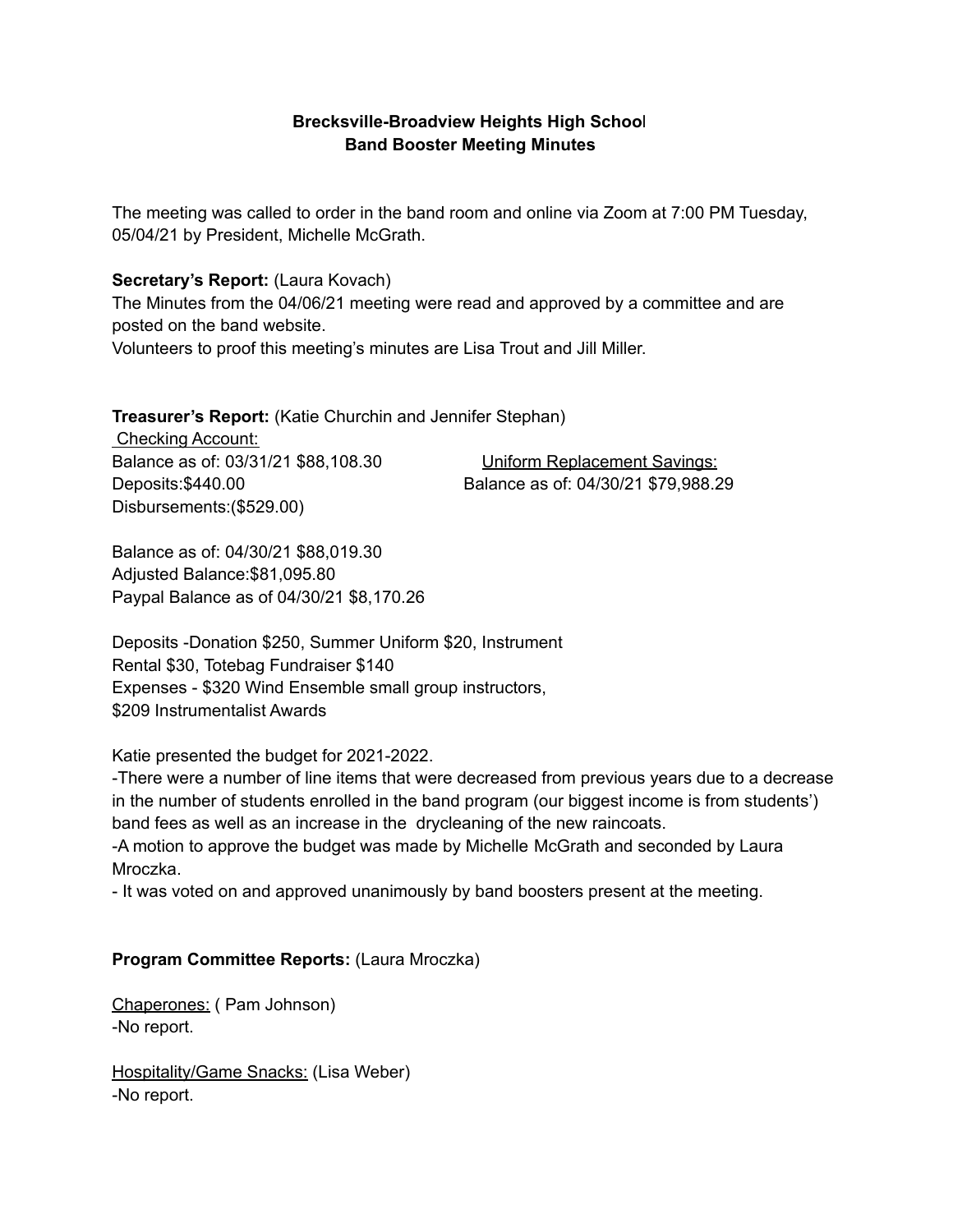**Brecksville-Broadview Heights High School**
**Band Booster Meeting Minutes**

The meeting was called to order in the band room and online via Zoom at 7:00 PM Tuesday, 05/04/21 by President, Michelle McGrath.

**Secretary's Report:** (Laura Kovach)
The Minutes from the 04/06/21 meeting were read and approved by a committee and are posted on the band website.
Volunteers to proof this meeting's minutes are Lisa Trout and Jill Miller.

**Treasurer's Report:** (Katie Churchin and Jennifer Stephan)

Checking Account:
Balance as of: 03/31/21 $88,108.30
Deposits:$440.00
Disbursements:($529.00)

Uniform Replacement Savings:
Balance as of: 04/30/21 $79,988.29

Balance as of: 04/30/21 $88,019.30
Adjusted Balance:$81,095.80
Paypal Balance as of 04/30/21 $8,170.26

Deposits -Donation $250, Summer Uniform $20, Instrument Rental $30, Totebag Fundraiser $140
Expenses - $320 Wind Ensemble small group instructors, $209 Instrumentalist Awards

Katie presented the budget for 2021-2022.
-There were a number of line items that were decreased from previous years due to a decrease in the number of students enrolled in the band program (our biggest income is from students') band fees as well as an increase in the drycleaning of the new raincoats.
-A motion to approve the budget was made by Michelle McGrath and seconded by Laura Mroczka.
- It was voted on and approved unanimously by band boosters present at the meeting.

**Program Committee Reports:** (Laura Mroczka)

Chaperones: ( Pam Johnson)
-No report.

Hospitality/Game Snacks: (Lisa Weber)
-No report.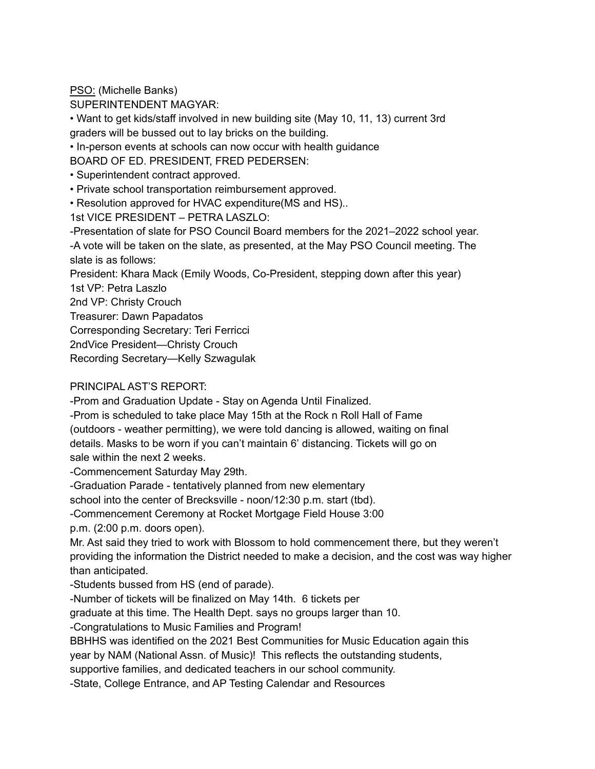<u>PSO:</u> (Michelle Banks)

SUPERINTENDENT MAGYAR:

- Want to get kids/staff involved in new building site (May 10, 11, 13) current 3rd graders will be bussed out to lay bricks on the building.
- In-person events at schools can now occur with health guidance

BOARD OF ED. PRESIDENT, FRED PEDERSEN:

- Superintendent contract approved.
- Private school transportation reimbursement approved.
- Resolution approved for HVAC expenditure(MS and HS)..

1st VICE PRESIDENT – PETRA LASZLO:

-Presentation of slate for PSO Council Board members for the 2021–2022 school year.

-A vote will be taken on the slate, as presented, at the May PSO Council meeting. The slate is as follows:

President: Khara Mack (Emily Woods, Co-President, stepping down after this year)

1st VP: Petra Laszlo

2nd VP: Christy Crouch

Treasurer: Dawn Papadatos

Corresponding Secretary: Teri Ferricci

2ndVice President—Christy Crouch

Recording Secretary—Kelly Szwagulak

PRINCIPAL AST'S REPORT:

-Prom and Graduation Update - Stay on Agenda Until Finalized.

-Prom is scheduled to take place May 15th at the Rock n Roll Hall of Fame (outdoors - weather permitting), we were told dancing is allowed, waiting on final details. Masks to be worn if you can't maintain 6' distancing. Tickets will go on sale within the next 2 weeks.

-Commencement Saturday May 29th.

-Graduation Parade - tentatively planned from new elementary school into the center of Brecksville - noon/12:30 p.m. start (tbd).

-Commencement Ceremony at Rocket Mortgage Field House 3:00 p.m. (2:00 p.m. doors open).

Mr. Ast said they tried to work with Blossom to hold commencement there, but they weren't providing the information the District needed to make a decision, and the cost was way higher than anticipated.

-Students bussed from HS (end of parade).

-Number of tickets will be finalized on May 14th. 6 tickets per graduate at this time. The Health Dept. says no groups larger than 10.

-Congratulations to Music Families and Program!

BBHHS was identified on the 2021 Best Communities for Music Education again this year by NAM (National Assn. of Music)! This reflects the outstanding students, supportive families, and dedicated teachers in our school community.

-State, College Entrance, and AP Testing Calendar and Resources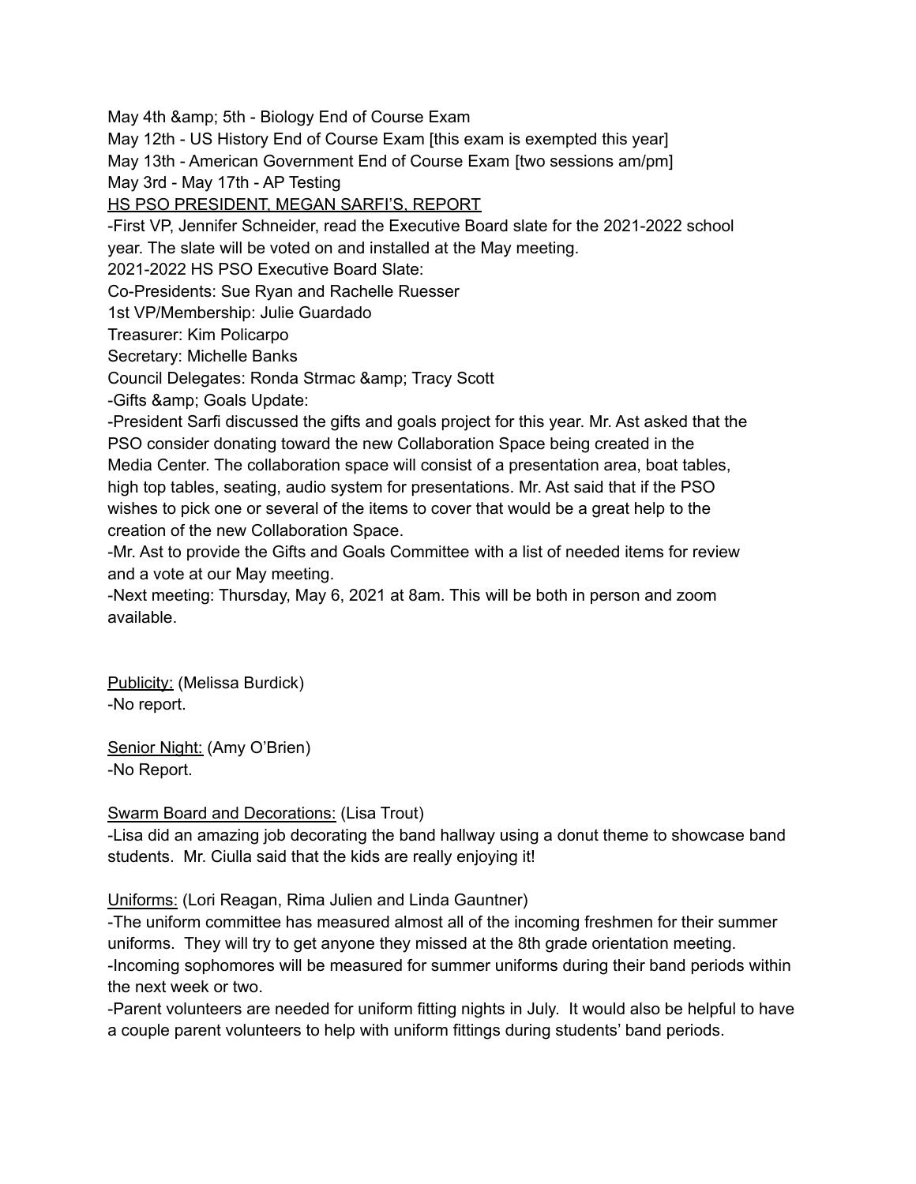May 4th &amp; 5th - Biology End of Course Exam
May 12th - US History End of Course Exam [this exam is exempted this year]
May 13th - American Government End of Course Exam [two sessions am/pm]
May 3rd - May 17th - AP Testing

HS PSO PRESIDENT, MEGAN SARFI'S, REPORT

-First VP, Jennifer Schneider, read the Executive Board slate for the 2021-2022 school year. The slate will be voted on and installed at the May meeting.

2021-2022 HS PSO Executive Board Slate:
Co-Presidents: Sue Ryan and Rachelle Ruesser
1st VP/Membership: Julie Guardado
Treasurer: Kim Policarpo
Secretary: Michelle Banks
Council Delegates: Ronda Strmac &amp; Tracy Scott

-Gifts &amp; Goals Update:
-President Sarfi discussed the gifts and goals project for this year. Mr. Ast asked that the PSO consider donating toward the new Collaboration Space being created in the Media Center. The collaboration space will consist of a presentation area, boat tables, high top tables, seating, audio system for presentations. Mr. Ast said that if the PSO wishes to pick one or several of the items to cover that would be a great help to the creation of the new Collaboration Space.
-Mr. Ast to provide the Gifts and Goals Committee with a list of needed items for review and a vote at our May meeting.
-Next meeting: Thursday, May 6, 2021 at 8am. This will be both in person and zoom available.

Publicity: (Melissa Burdick)
-No report.

Senior Night: (Amy O'Brien)
-No Report.

Swarm Board and Decorations: (Lisa Trout)
-Lisa did an amazing job decorating the band hallway using a donut theme to showcase band students. Mr. Ciulla said that the kids are really enjoying it!

Uniforms: (Lori Reagan, Rima Julien and Linda Gauntner)
-The uniform committee has measured almost all of the incoming freshmen for their summer uniforms. They will try to get anyone they missed at the 8th grade orientation meeting.
-Incoming sophomores will be measured for summer uniforms during their band periods within the next week or two.
-Parent volunteers are needed for uniform fitting nights in July. It would also be helpful to have a couple parent volunteers to help with uniform fittings during students' band periods.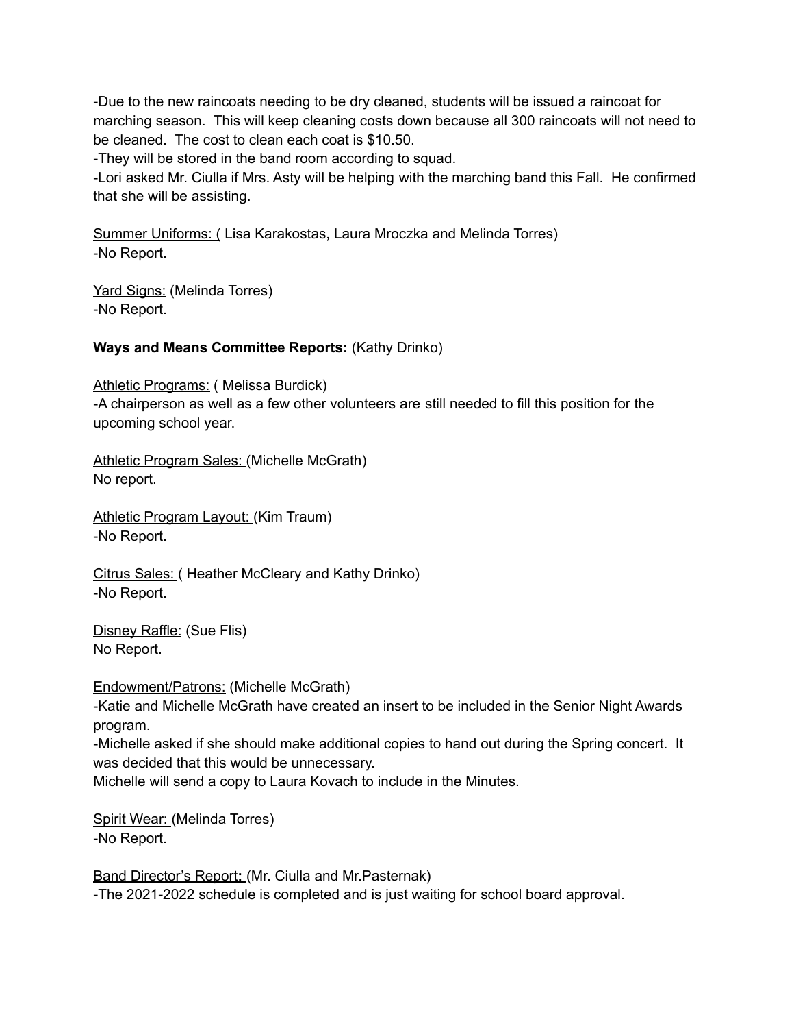-Due to the new raincoats needing to be dry cleaned, students will be issued a raincoat for marching season. This will keep cleaning costs down because all 300 raincoats will not need to be cleaned. The cost to clean each coat is $10.50.
-They will be stored in the band room according to squad.
-Lori asked Mr. Ciulla if Mrs. Asty will be helping with the marching band this Fall. He confirmed that she will be assisting.

<u>Summer Uniforms: (</u> Lisa Karakostas, Laura Mroczka and Melinda Torres)
-No Report.

<u>Yard Signs:</u> (Melinda Torres)
-No Report.

**Ways and Means Committee Reports:** (Kathy Drinko)

<u>Athletic Programs:</u> ( Melissa Burdick)
-A chairperson as well as a few other volunteers are still needed to fill this position for the upcoming school year.

<u>Athletic Program Sales:</u> (Michelle McGrath)
No report.

<u>Athletic Program Layout:</u> (Kim Traum)
-No Report.

<u>Citrus Sales:</u> ( Heather McCleary and Kathy Drinko)
-No Report.

<u>Disney Raffle:</u> (Sue Flis)
No Report.

<u>Endowment/Patrons:</u> (Michelle McGrath)
-Katie and Michelle McGrath have created an insert to be included in the Senior Night Awards program.
-Michelle asked if she should make additional copies to hand out during the Spring concert. It was decided that this would be unnecessary.
Michelle will send a copy to Laura Kovach to include in the Minutes.

<u>Spirit Wear:</u> (Melinda Torres)
-No Report.

<u>Band Director's Report</u>**:** (Mr. Ciulla and Mr.Pasternak)
-The 2021-2022 schedule is completed and is just waiting for school board approval.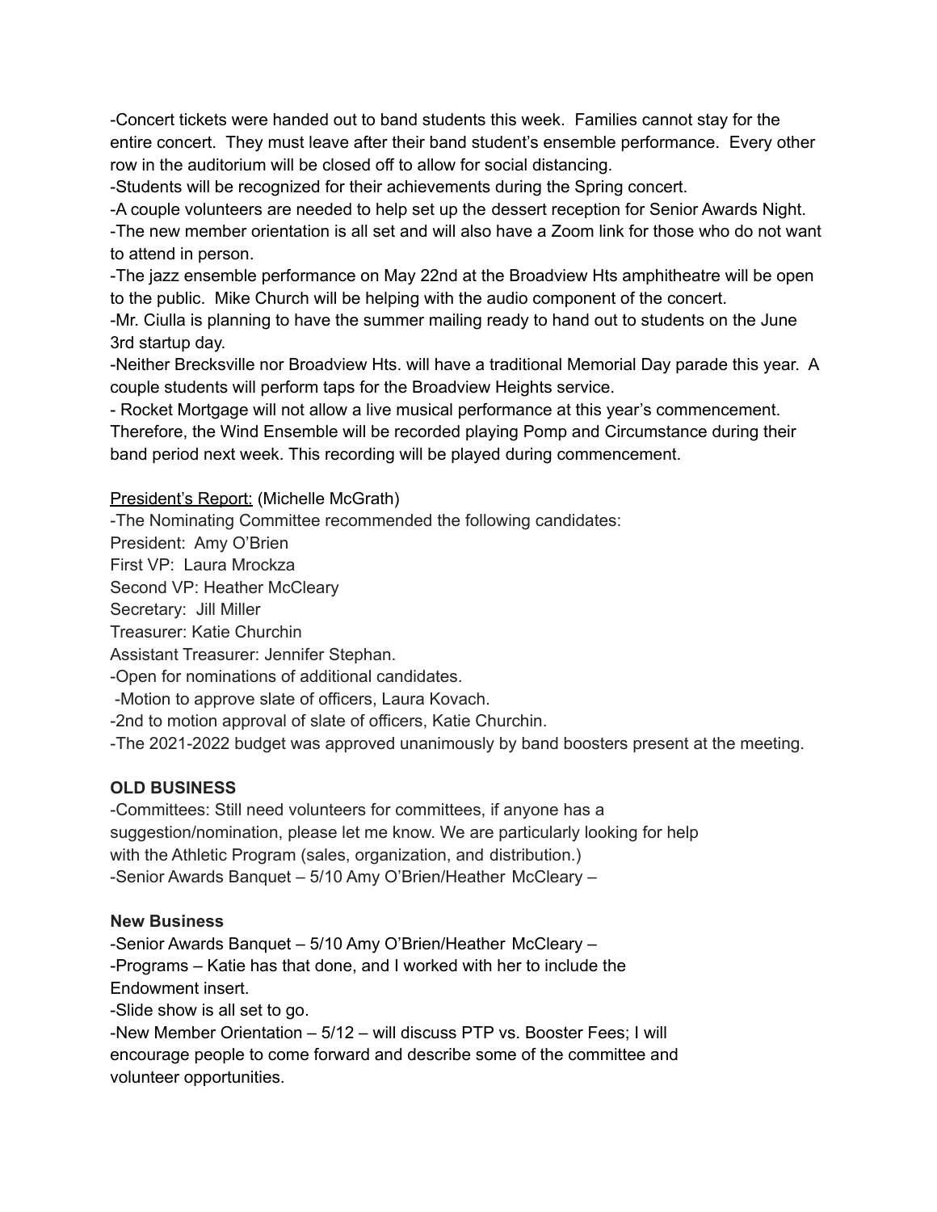-Concert tickets were handed out to band students this week. Families cannot stay for the entire concert. They must leave after their band student's ensemble performance. Every other row in the auditorium will be closed off to allow for social distancing.

-Students will be recognized for their achievements during the Spring concert.

-A couple volunteers are needed to help set up the dessert reception for Senior Awards Night.

-The new member orientation is all set and will also have a Zoom link for those who do not want to attend in person.

-The jazz ensemble performance on May 22nd at the Broadview Hts amphitheatre will be open to the public. Mike Church will be helping with the audio component of the concert.

-Mr. Ciulla is planning to have the summer mailing ready to hand out to students on the June 3rd startup day.

-Neither Brecksville nor Broadview Hts. will have a traditional Memorial Day parade this year. A couple students will perform taps for the Broadview Heights service.

- Rocket Mortgage will not allow a live musical performance at this year's commencement. Therefore, the Wind Ensemble will be recorded playing Pomp and Circumstance during their band period next week. This recording will be played during commencement.

<u>President's Report:</u> (Michelle McGrath)

-The Nominating Committee recommended the following candidates:

President: Amy O'Brien

First VP: Laura Mrockza

Second VP: Heather McCleary

Secretary: Jill Miller

Treasurer: Katie Churchin

Assistant Treasurer: Jennifer Stephan.

-Open for nominations of additional candidates.

-Motion to approve slate of officers, Laura Kovach.

-2nd to motion approval of slate of officers, Katie Churchin.

-The 2021-2022 budget was approved unanimously by band boosters present at the meeting.

**OLD BUSINESS**

-Committees: Still need volunteers for committees, if anyone has a suggestion/nomination, please let me know. We are particularly looking for help with the Athletic Program (sales, organization, and distribution.)

-Senior Awards Banquet – 5/10 Amy O'Brien/Heather McCleary –

**New Business**

-Senior Awards Banquet – 5/10 Amy O'Brien/Heather McCleary –

-Programs – Katie has that done, and I worked with her to include the Endowment insert.

-Slide show is all set to go.

-New Member Orientation – 5/12 – will discuss PTP vs. Booster Fees; I will encourage people to come forward and describe some of the committee and volunteer opportunities.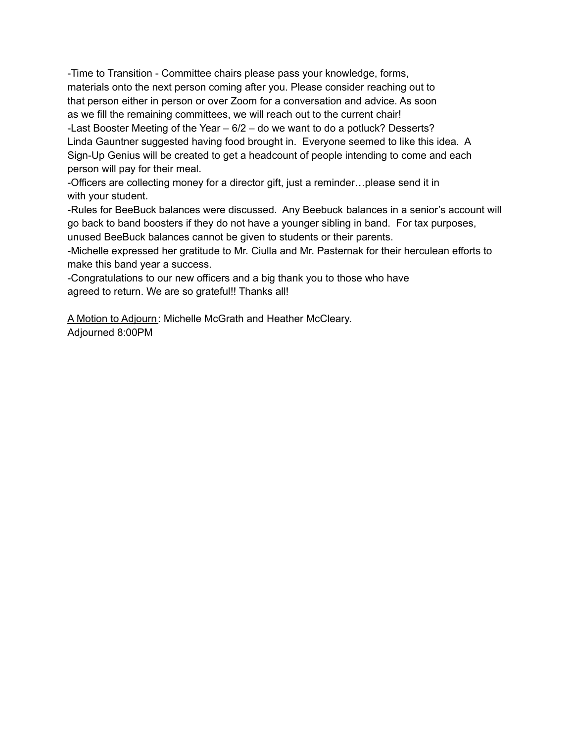-Time to Transition - Committee chairs please pass your knowledge, forms, materials onto the next person coming after you. Please consider reaching out to that person either in person or over Zoom for a conversation and advice. As soon as we fill the remaining committees, we will reach out to the current chair!

-Last Booster Meeting of the Year – 6/2 – do we want to do a potluck? Desserts? Linda Gauntner suggested having food brought in. Everyone seemed to like this idea. A Sign-Up Genius will be created to get a headcount of people intending to come and each person will pay for their meal.

-Officers are collecting money for a director gift, just a reminder…please send it in with your student.

-Rules for BeeBuck balances were discussed. Any Beebuck balances in a senior's account will go back to band boosters if they do not have a younger sibling in band. For tax purposes, unused BeeBuck balances cannot be given to students or their parents.

-Michelle expressed her gratitude to Mr. Ciulla and Mr. Pasternak for their herculean efforts to make this band year a success.

-Congratulations to our new officers and a big thank you to those who have agreed to return. We are so grateful!! Thanks all!

<u>A Motion to Adjourn</u>: Michelle McGrath and Heather McCleary.
Adjourned 8:00PM